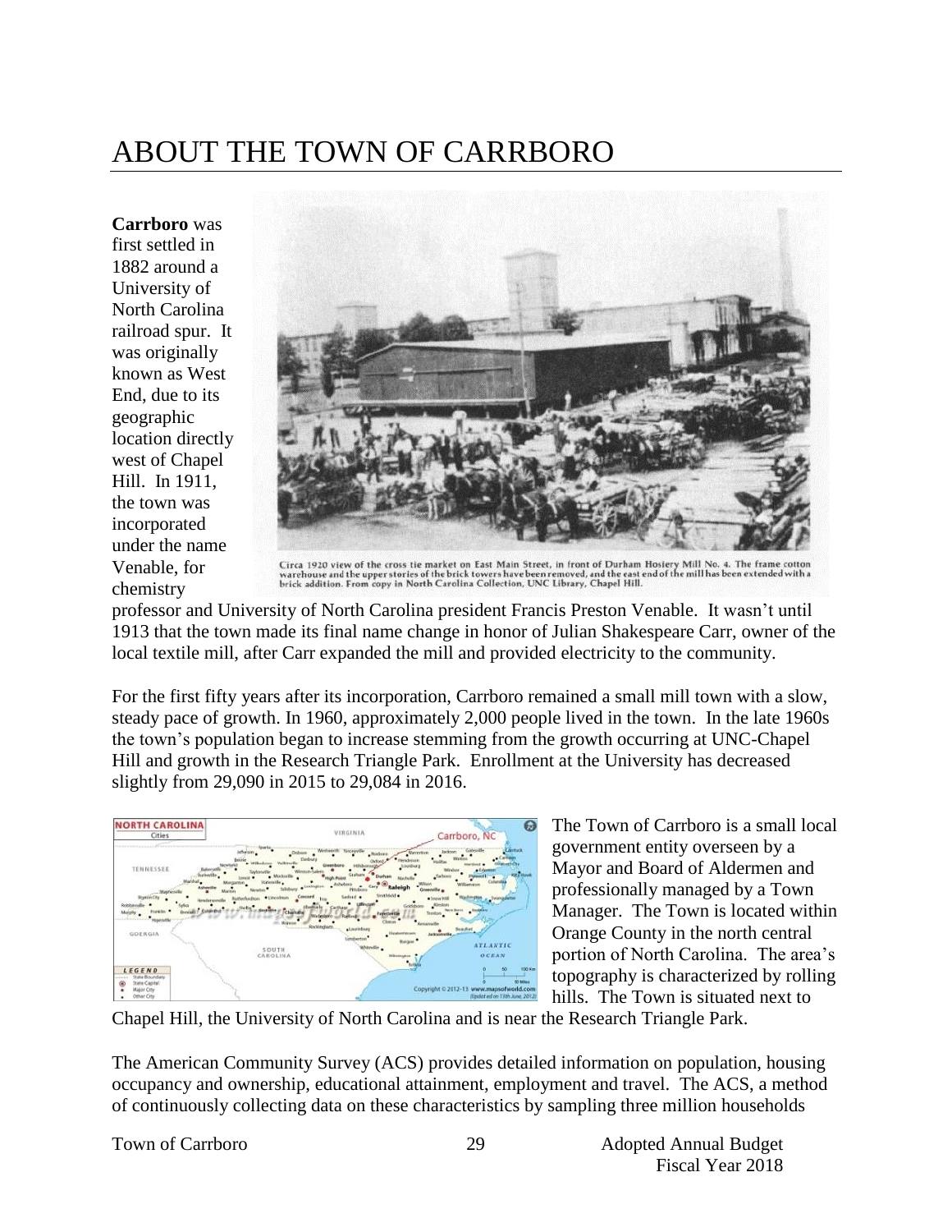# ABOUT THE TOWN OF CARRBORO

**Carrboro** was first settled in 1882 around a University of North Carolina railroad spur. It was originally known as West End, due to its geographic location directly west of Chapel Hill. In 1911, the town was incorporated under the name Venable, for chemistry professor and University of North Carolina president Francis Preston Venable. It wasn't until 1913 that the town made its final name change in honor of Julian Shakespeare Carr, owner of the local textile mill, after Carr expanded the mill and provided electricity to the community.

Circa 1920 view of the cross tie market on East Main Street, in front of Durham Hosiery Mill No. 4. The frame cotton warehouse and the upper stories of the brick towers have been removed, and the east end of the mill has been extended with a brick addition. From copy in North Carolina Collection, UNC Library, Chapel Hill.

For the first fifty years after its incorporation, Carrboro remained a small mill town with a slow, steady pace of growth. In 1960, approximately 2,000 people lived in the town. In the late 1960s the town's population began to increase stemming from the growth occurring at UNC-Chapel Hill and growth in the Research Triangle Park. Enrollment at the University has decreased slightly from 29,090 in 2015 to 29,084 in 2016.

The Town of Carrboro is a small local government entity overseen by a Mayor and Board of Aldermen and professionally managed by a Town Manager. The Town is located within Orange County in the north central portion of North Carolina. The area's topography is characterized by rolling hills. The Town is situated next to Chapel Hill, the University of North Carolina and is near the Research Triangle Park.

The American Community Survey (ACS) provides detailed information on population, housing occupancy and ownership, educational attainment, employment and travel. The ACS, a method of continuously collecting data on these characteristics by sampling three million households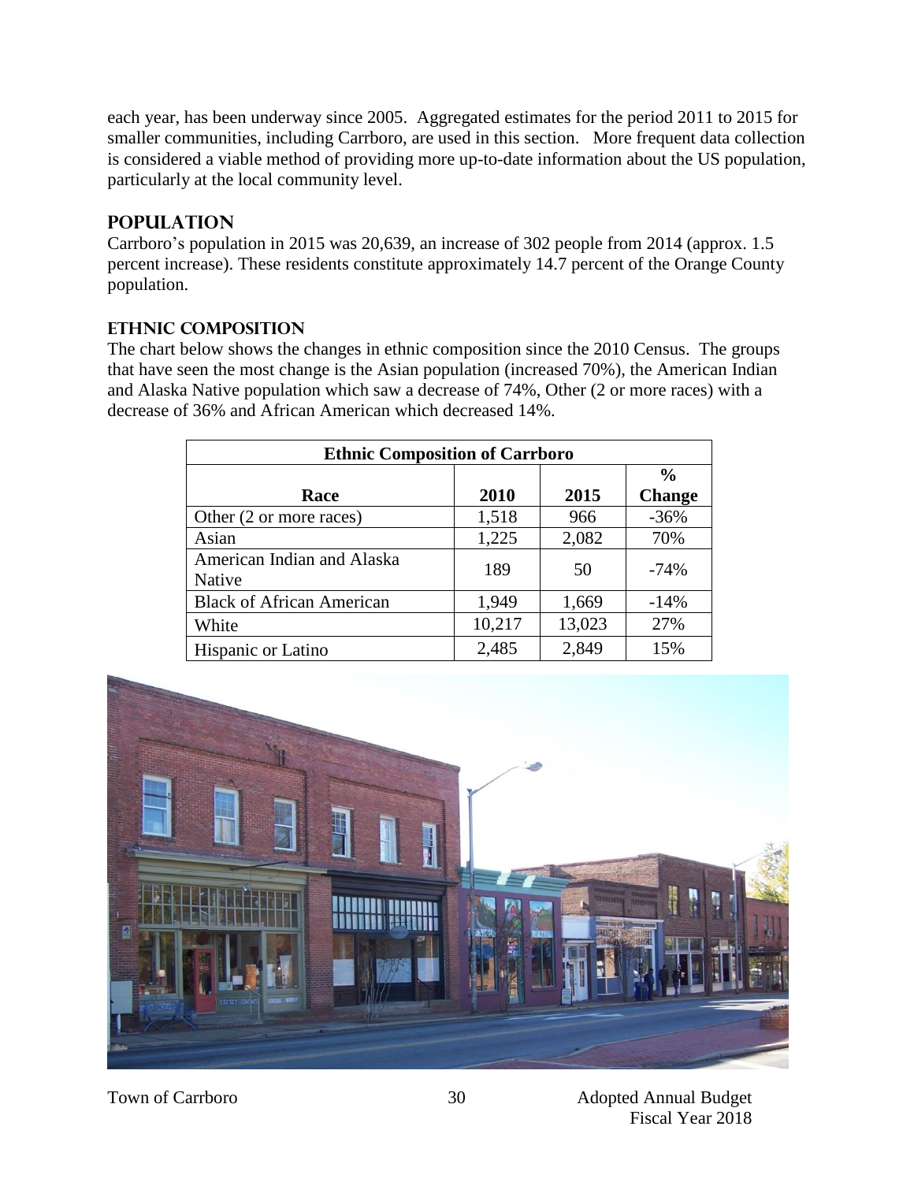each year, has been underway since 2005. Aggregated estimates for the period 2011 to 2015 for smaller communities, including Carrboro, are used in this section. More frequent data collection is considered a viable method of providing more up-to-date information about the US population, particularly at the local community level.

## POPULATION

Carrboro's population in 2015 was 20,639, an increase of 302 people from 2014 (approx. 1.5 percent increase). These residents constitute approximately 14.7 percent of the Orange County population.

### ETHNIC COMPOSITION

The chart below shows the changes in ethnic composition since the 2010 Census. The groups that have seen the most change is the Asian population (increased 70%), the American Indian and Alaska Native population which saw a decrease of 74%, Other (2 or more races) with a decrease of 36% and African American which decreased 14%.

| Ethnic Composition of Carrboro | | | |
|---|---|---|---|
| Race | 2010 | 2015 | % Change |
| Other (2 or more races) | 1,518 | 966 | -36% |
| Asian | 1,225 | 2,082 | 70% |
| American Indian and Alaska Native | 189 | 50 | -74% |
| Black of African American | 1,949 | 1,669 | -14% |
| White | 10,217 | 13,023 | 27% |
| Hispanic or Latino | 2,485 | 2,849 | 15% |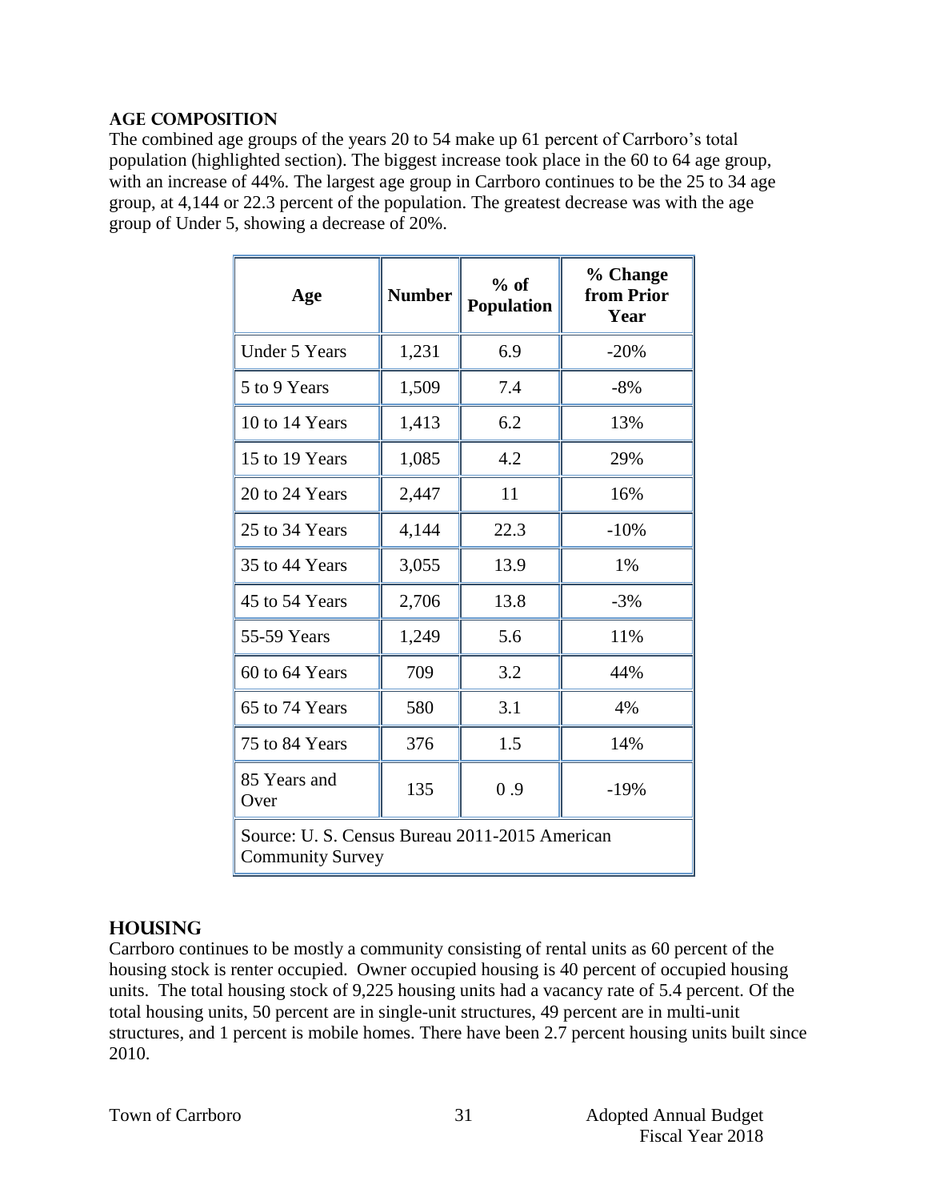## AGE COMPOSITION

The combined age groups of the years 20 to 54 make up 61 percent of Carrboro's total population (highlighted section). The biggest increase took place in the 60 to 64 age group, with an increase of 44%. The largest age group in Carrboro continues to be the 25 to 34 age group, at 4,144 or 22.3 percent of the population. The greatest decrease was with the age group of Under 5, showing a decrease of 20%.

| Age | Number | % of Population | % Change from Prior Year |
|---|---|---|---|
| Under 5 Years | 1,231 | 6.9 | -20% |
| 5 to 9 Years | 1,509 | 7.4 | -8% |
| 10 to 14 Years | 1,413 | 6.2 | 13% |
| 15 to 19 Years | 1,085 | 4.2 | 29% |
| 20 to 24 Years | 2,447 | 11 | 16% |
| 25 to 34 Years | 4,144 | 22.3 | -10% |
| 35 to 44 Years | 3,055 | 13.9 | 1% |
| 45 to 54 Years | 2,706 | 13.8 | -3% |
| 55-59 Years | 1,249 | 5.6 | 11% |
| 60 to 64 Years | 709 | 3.2 | 44% |
| 65 to 74 Years | 580 | 3.1 | 4% |
| 75 to 84 Years | 376 | 1.5 | 14% |
| 85 Years and Over | 135 | 0 .9 | -19% |
| Source: U. S. Census Bureau 2011-2015 American Community Survey | | | |

## HOUSING

Carrboro continues to be mostly a community consisting of rental units as 60 percent of the housing stock is renter occupied. Owner occupied housing is 40 percent of occupied housing units. The total housing stock of 9,225 housing units had a vacancy rate of 5.4 percent. Of the total housing units, 50 percent are in single-unit structures, 49 percent are in multi-unit structures, and 1 percent is mobile homes. There have been 2.7 percent housing units built since 2010.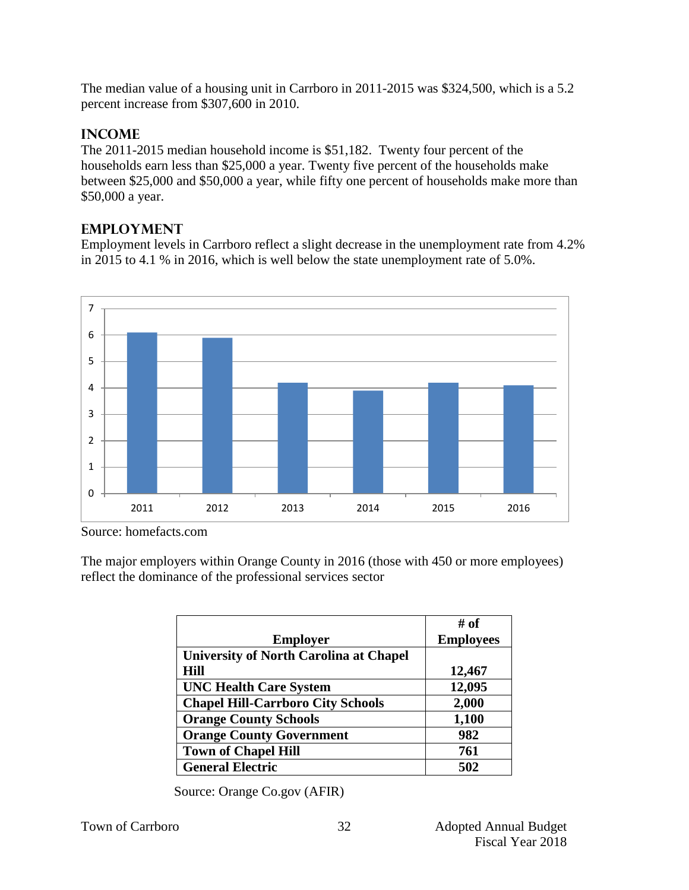The median value of a housing unit in Carrboro in 2011-2015 was $324,500, which is a 5.2 percent increase from $307,600 in 2010.

## INCOME

The 2011-2015 median household income is $51,182. Twenty four percent of the households earn less than $25,000 a year. Twenty five percent of the households make between $25,000 and $50,000 a year, while fifty one percent of households make more than $50,000 a year.

## EMPLOYMENT

Employment levels in Carrboro reflect a slight decrease in the unemployment rate from 4.2% in 2015 to 4.1 % in 2016, which is well below the state unemployment rate of 5.0%.

Source: homefacts.com

The major employers within Orange County in 2016 (those with 450 or more employees) reflect the dominance of the professional services sector

| Employer | # of Employees |
|---|---|
| **University of North Carolina at Chapel Hill** | **12,467** |
| **UNC Health Care System** | **12,095** |
| **Chapel Hill-Carrboro City Schools** | **2,000** |
| **Orange County Schools** | **1,100** |
| **Orange County Government** | **982** |
| **Town of Chapel Hill** | **761** |
| **General Electric** | **502** |

Source: Orange Co.gov (AFIR)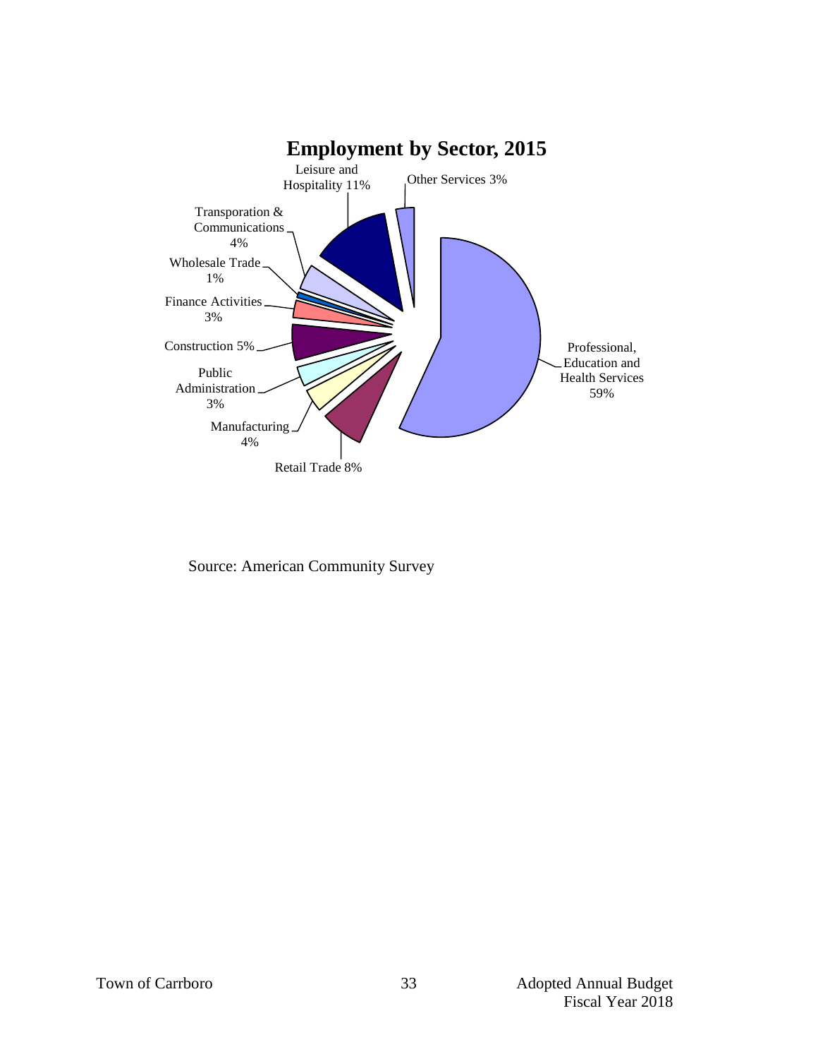## Employment by Sector, 2015

- Professional, Education and Health Services 59%
- Leisure and Hospitality 11%
- Retail Trade 8%
- Construction 5%
- Transporation & Communications 4%
- Manufacturing 4%
- Other Services 3%
- Finance Activities 3%
- Public Administration 3%
- Wholesale Trade 1%

Source: American Community Survey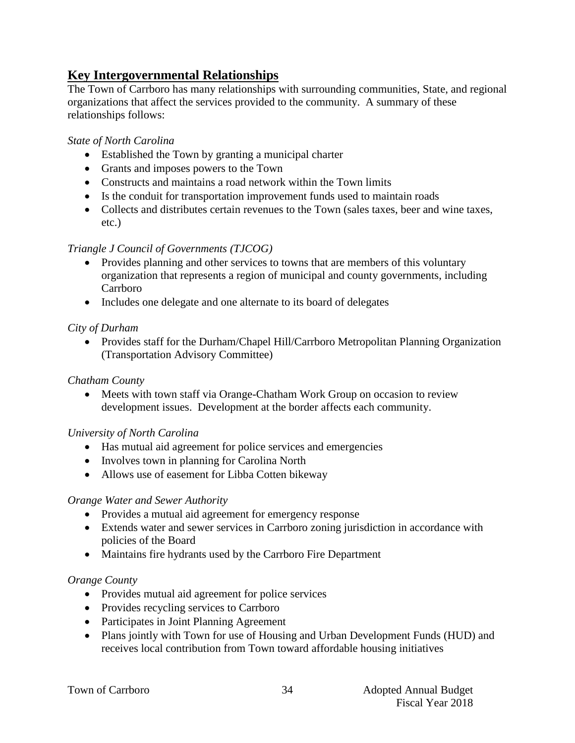## Key Intergovernmental Relationships

The Town of Carrboro has many relationships with surrounding communities, State, and regional organizations that affect the services provided to the community. A summary of these relationships follows:

*State of North Carolina*

- Established the Town by granting a municipal charter
- Grants and imposes powers to the Town
- Constructs and maintains a road network within the Town limits
- Is the conduit for transportation improvement funds used to maintain roads
- Collects and distributes certain revenues to the Town (sales taxes, beer and wine taxes, etc.)

*Triangle J Council of Governments (TJCOG)*

- Provides planning and other services to towns that are members of this voluntary organization that represents a region of municipal and county governments, including Carrboro
- Includes one delegate and one alternate to its board of delegates

*City of Durham*

- Provides staff for the Durham/Chapel Hill/Carrboro Metropolitan Planning Organization (Transportation Advisory Committee)

*Chatham County*

- Meets with town staff via Orange-Chatham Work Group on occasion to review development issues. Development at the border affects each community.

*University of North Carolina*

- Has mutual aid agreement for police services and emergencies
- Involves town in planning for Carolina North
- Allows use of easement for Libba Cotten bikeway

*Orange Water and Sewer Authority*

- Provides a mutual aid agreement for emergency response
- Extends water and sewer services in Carrboro zoning jurisdiction in accordance with policies of the Board
- Maintains fire hydrants used by the Carrboro Fire Department

*Orange County*

- Provides mutual aid agreement for police services
- Provides recycling services to Carrboro
- Participates in Joint Planning Agreement
- Plans jointly with Town for use of Housing and Urban Development Funds (HUD) and receives local contribution from Town toward affordable housing initiatives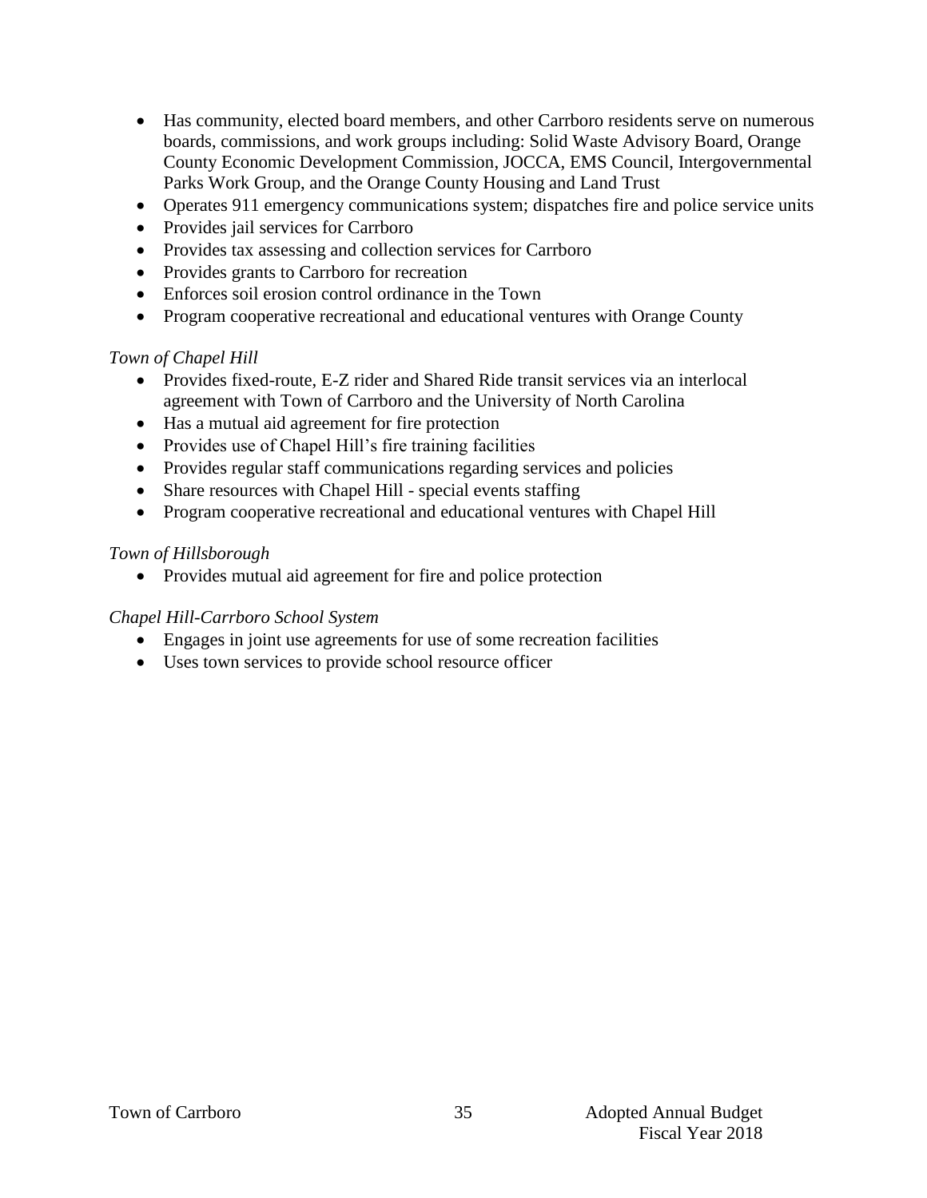- Has community, elected board members, and other Carrboro residents serve on numerous boards, commissions, and work groups including: Solid Waste Advisory Board, Orange County Economic Development Commission, JOCCA, EMS Council, Intergovernmental Parks Work Group, and the Orange County Housing and Land Trust
- Operates 911 emergency communications system; dispatches fire and police service units
- Provides jail services for Carrboro
- Provides tax assessing and collection services for Carrboro
- Provides grants to Carrboro for recreation
- Enforces soil erosion control ordinance in the Town
- Program cooperative recreational and educational ventures with Orange County

*Town of Chapel Hill*

- Provides fixed-route, E-Z rider and Shared Ride transit services via an interlocal agreement with Town of Carrboro and the University of North Carolina
- Has a mutual aid agreement for fire protection
- Provides use of Chapel Hill's fire training facilities
- Provides regular staff communications regarding services and policies
- Share resources with Chapel Hill - special events staffing
- Program cooperative recreational and educational ventures with Chapel Hill

*Town of Hillsborough*

- Provides mutual aid agreement for fire and police protection

*Chapel Hill-Carrboro School System*

- Engages in joint use agreements for use of some recreation facilities
- Uses town services to provide school resource officer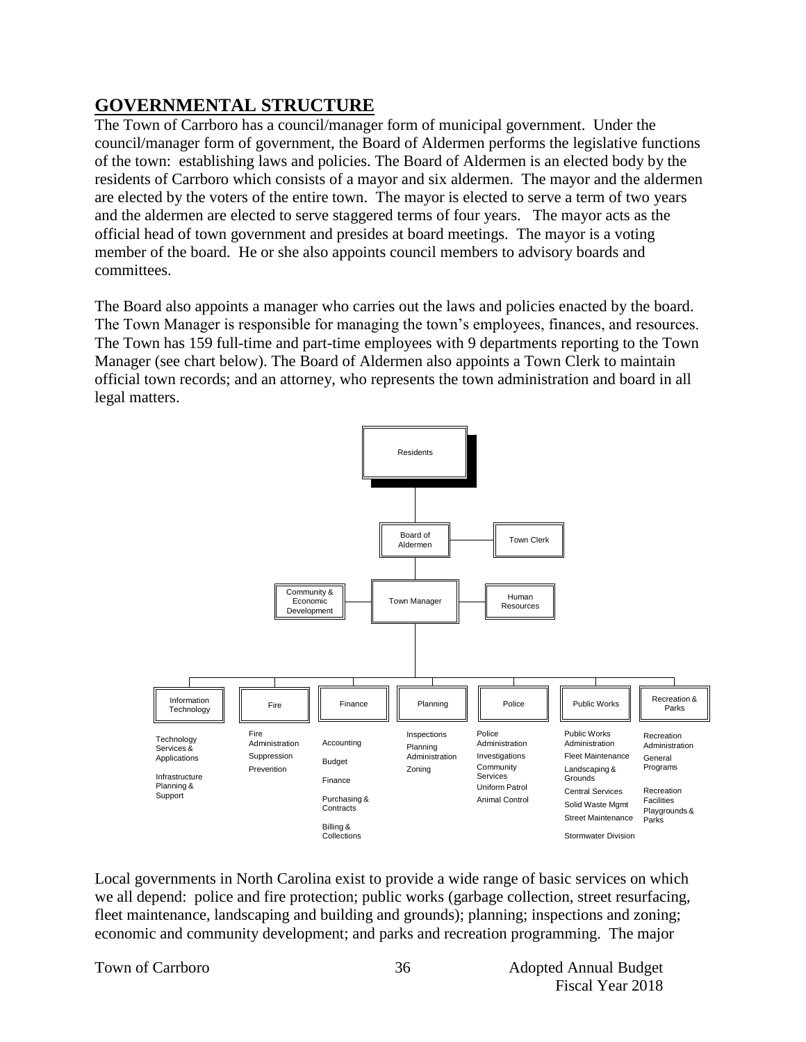## GOVERNMENTAL STRUCTURE

The Town of Carrboro has a council/manager form of municipal government. Under the council/manager form of government, the Board of Aldermen performs the legislative functions of the town: establishing laws and policies. The Board of Aldermen is an elected body by the residents of Carrboro which consists of a mayor and six aldermen. The mayor and the aldermen are elected by the voters of the entire town. The mayor is elected to serve a term of two years and the aldermen are elected to serve staggered terms of four years. The mayor acts as the official head of town government and presides at board meetings. The mayor is a voting member of the board. He or she also appoints council members to advisory boards and committees.

The Board also appoints a manager who carries out the laws and policies enacted by the board. The Town Manager is responsible for managing the town's employees, finances, and resources. The Town has 159 full-time and part-time employees with 9 departments reporting to the Town Manager (see chart below). The Board of Aldermen also appoints a Town Clerk to maintain official town records; and an attorney, who represents the town administration and board in all legal matters.

- Residents
  - Board of Aldermen
    - Town Clerk
    - Town Manager
      - Community & Economic Development
      - Human Resources
      - Information Technology
        - Technology Services & Applications
        - Infrastructure Planning & Support
      - Fire
        - Fire Administration
        - Suppression
        - Prevention
      - Finance
        - Accounting
        - Budget
        - Finance
        - Purchasing & Contracts
        - Billing & Collections
      - Planning
        - Inspections
        - Planning Administration
        - Zoning
      - Police
        - Police Administration
        - Investigations
        - Community Services
        - Uniform Patrol
        - Animal Control
      - Public Works
        - Public Works Administration
        - Fleet Maintenance
        - Landscaping & Grounds
        - Central Services
        - Solid Waste Mgmt
        - Street Maintenance
        - Stormwater Division
      - Recreation & Parks
        - Recreation Administration
        - General Programs
        - Recreation Facilities
        - Playgrounds & Parks

Local governments in North Carolina exist to provide a wide range of basic services on which we all depend: police and fire protection; public works (garbage collection, street resurfacing, fleet maintenance, landscaping and building and grounds); planning; inspections and zoning; economic and community development; and parks and recreation programming. The major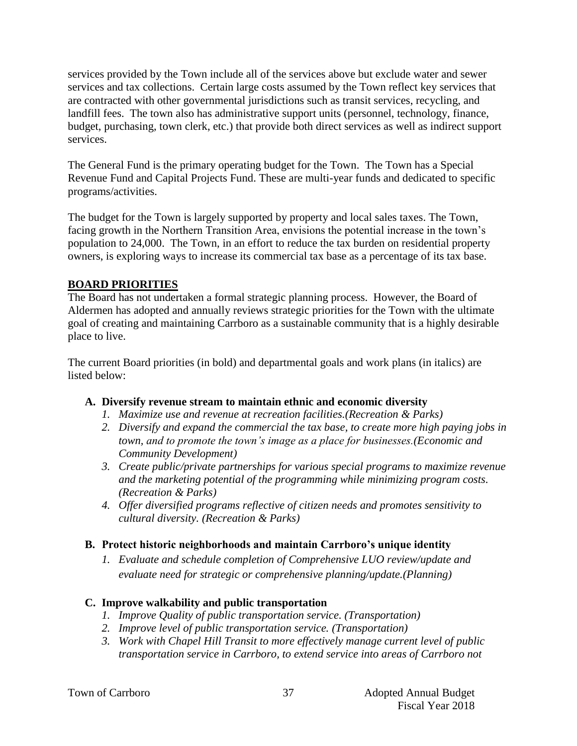services provided by the Town include all of the services above but exclude water and sewer services and tax collections. Certain large costs assumed by the Town reflect key services that are contracted with other governmental jurisdictions such as transit services, recycling, and landfill fees. The town also has administrative support units (personnel, technology, finance, budget, purchasing, town clerk, etc.) that provide both direct services as well as indirect support services.

The General Fund is the primary operating budget for the Town. The Town has a Special Revenue Fund and Capital Projects Fund. These are multi-year funds and dedicated to specific programs/activities.

The budget for the Town is largely supported by property and local sales taxes. The Town, facing growth in the Northern Transition Area, envisions the potential increase in the town's population to 24,000. The Town, in an effort to reduce the tax burden on residential property owners, is exploring ways to increase its commercial tax base as a percentage of its tax base.

## BOARD PRIORITIES

The Board has not undertaken a formal strategic planning process. However, the Board of Aldermen has adopted and annually reviews strategic priorities for the Town with the ultimate goal of creating and maintaining Carrboro as a sustainable community that is a highly desirable place to live.

The current Board priorities (in bold) and departmental goals and work plans (in italics) are listed below:

**A. Diversify revenue stream to maintain ethnic and economic diversity**

1. *Maximize use and revenue at recreation facilities.(Recreation & Parks)*
2. *Diversify and expand the commercial the tax base, to create more high paying jobs in town, and to promote the town's image as a place for businesses.(Economic and Community Development)*
3. *Create public/private partnerships for various special programs to maximize revenue and the marketing potential of the programming while minimizing program costs. (Recreation & Parks)*
4. *Offer diversified programs reflective of citizen needs and promotes sensitivity to cultural diversity. (Recreation & Parks)*

**B. Protect historic neighborhoods and maintain Carrboro's unique identity**

1. *Evaluate and schedule completion of Comprehensive LUO review/update and evaluate need for strategic or comprehensive planning/update.(Planning)*

**C. Improve walkability and public transportation**

1. *Improve Quality of public transportation service. (Transportation)*
2. *Improve level of public transportation service. (Transportation)*
3. *Work with Chapel Hill Transit to more effectively manage current level of public transportation service in Carrboro, to extend service into areas of Carrboro not*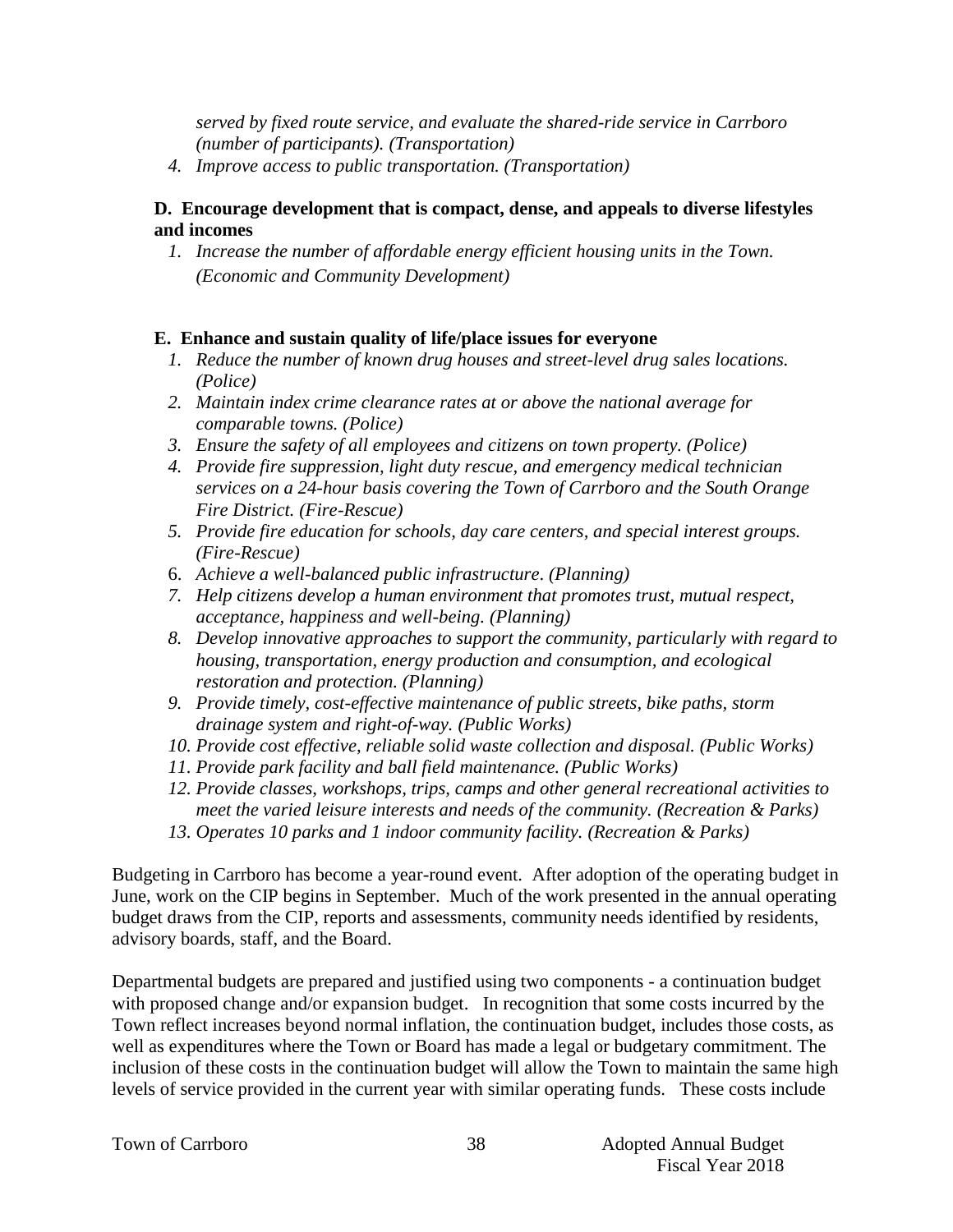*served by fixed route service, and evaluate the shared-ride service in Carrboro (number of participants). (Transportation)*

4. *Improve access to public transportation. (Transportation)*

**D. Encourage development that is compact, dense, and appeals to diverse lifestyles and incomes**

1. *Increase the number of affordable energy efficient housing units in the Town. (Economic and Community Development)*

**E. Enhance and sustain quality of life/place issues for everyone**

1. *Reduce the number of known drug houses and street-level drug sales locations. (Police)*
2. *Maintain index crime clearance rates at or above the national average for comparable towns. (Police)*
3. *Ensure the safety of all employees and citizens on town property. (Police)*
4. *Provide fire suppression, light duty rescue, and emergency medical technician services on a 24-hour basis covering the Town of Carrboro and the South Orange Fire District. (Fire-Rescue)*
5. *Provide fire education for schools, day care centers, and special interest groups. (Fire-Rescue)*
6. *Achieve a well-balanced public infrastructure. (Planning)*
7. *Help citizens develop a human environment that promotes trust, mutual respect, acceptance, happiness and well-being. (Planning)*
8. *Develop innovative approaches to support the community, particularly with regard to housing, transportation, energy production and consumption, and ecological restoration and protection. (Planning)*
9. *Provide timely, cost-effective maintenance of public streets, bike paths, storm drainage system and right-of-way. (Public Works)*
10. *Provide cost effective, reliable solid waste collection and disposal. (Public Works)*
11. *Provide park facility and ball field maintenance. (Public Works)*
12. *Provide classes, workshops, trips, camps and other general recreational activities to meet the varied leisure interests and needs of the community. (Recreation & Parks)*
13. *Operates 10 parks and 1 indoor community facility. (Recreation & Parks)*

Budgeting in Carrboro has become a year-round event. After adoption of the operating budget in June, work on the CIP begins in September. Much of the work presented in the annual operating budget draws from the CIP, reports and assessments, community needs identified by residents, advisory boards, staff, and the Board.

Departmental budgets are prepared and justified using two components - a continuation budget with proposed change and/or expansion budget. In recognition that some costs incurred by the Town reflect increases beyond normal inflation, the continuation budget, includes those costs, as well as expenditures where the Town or Board has made a legal or budgetary commitment. The inclusion of these costs in the continuation budget will allow the Town to maintain the same high levels of service provided in the current year with similar operating funds. These costs include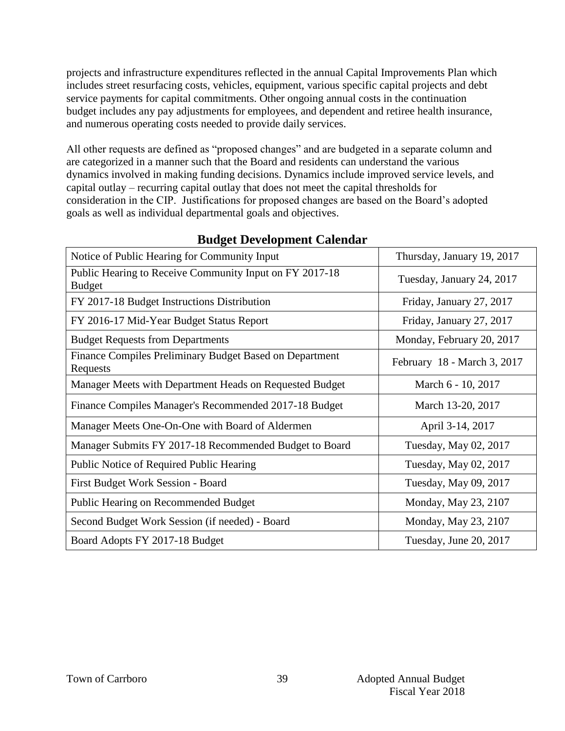projects and infrastructure expenditures reflected in the annual Capital Improvements Plan which includes street resurfacing costs, vehicles, equipment, various specific capital projects and debt service payments for capital commitments. Other ongoing annual costs in the continuation budget includes any pay adjustments for employees, and dependent and retiree health insurance, and numerous operating costs needed to provide daily services.

All other requests are defined as "proposed changes" and are budgeted in a separate column and are categorized in a manner such that the Board and residents can understand the various dynamics involved in making funding decisions. Dynamics include improved service levels, and capital outlay – recurring capital outlay that does not meet the capital thresholds for consideration in the CIP. Justifications for proposed changes are based on the Board's adopted goals as well as individual departmental goals and objectives.

## Budget Development Calendar

| Activity | Date |
|---|---|
| Notice of Public Hearing for Community Input | Thursday, January 19, 2017 |
| Public Hearing to Receive Community Input on FY 2017-18 Budget | Tuesday, January 24, 2017 |
| FY 2017-18 Budget Instructions Distribution | Friday, January 27, 2017 |
| FY 2016-17 Mid-Year Budget Status Report | Friday, January 27, 2017 |
| Budget Requests from Departments | Monday, February 20, 2017 |
| Finance Compiles Preliminary Budget Based on Department Requests | February 18 - March 3, 2017 |
| Manager Meets with Department Heads on Requested Budget | March 6 - 10, 2017 |
| Finance Compiles Manager's Recommended 2017-18 Budget | March 13-20, 2017 |
| Manager Meets One-On-One with Board of Aldermen | April 3-14, 2017 |
| Manager Submits FY 2017-18 Recommended Budget to Board | Tuesday, May 02, 2017 |
| Public Notice of Required Public Hearing | Tuesday, May 02, 2017 |
| First Budget Work Session - Board | Tuesday, May 09, 2017 |
| Public Hearing on Recommended Budget | Monday, May 23, 2107 |
| Second Budget Work Session (if needed) - Board | Monday, May 23, 2107 |
| Board Adopts FY 2017-18 Budget | Tuesday, June 20, 2017 |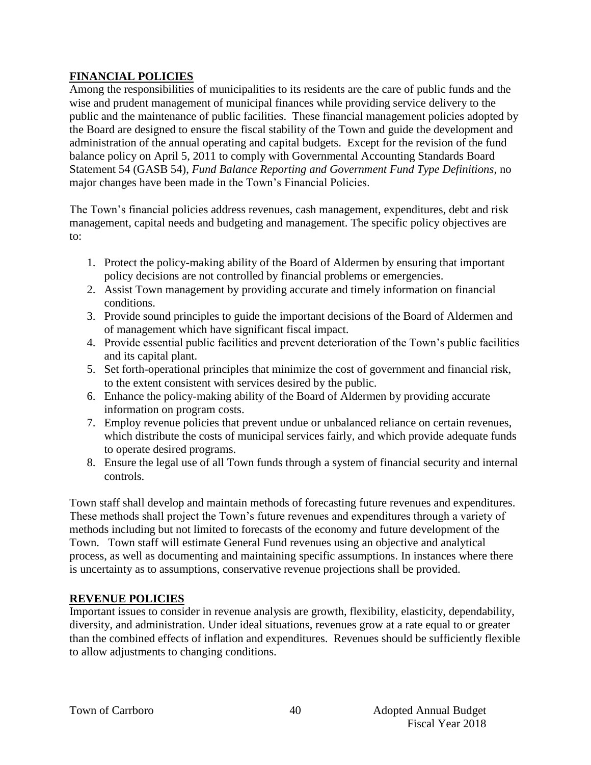## FINANCIAL POLICIES

Among the responsibilities of municipalities to its residents are the care of public funds and the wise and prudent management of municipal finances while providing service delivery to the public and the maintenance of public facilities. These financial management policies adopted by the Board are designed to ensure the fiscal stability of the Town and guide the development and administration of the annual operating and capital budgets. Except for the revision of the fund balance policy on April 5, 2011 to comply with Governmental Accounting Standards Board Statement 54 (GASB 54), *Fund Balance Reporting and Government Fund Type Definitions*, no major changes have been made in the Town's Financial Policies.

The Town's financial policies address revenues, cash management, expenditures, debt and risk management, capital needs and budgeting and management. The specific policy objectives are to:

1. Protect the policy-making ability of the Board of Aldermen by ensuring that important policy decisions are not controlled by financial problems or emergencies.
2. Assist Town management by providing accurate and timely information on financial conditions.
3. Provide sound principles to guide the important decisions of the Board of Aldermen and of management which have significant fiscal impact.
4. Provide essential public facilities and prevent deterioration of the Town's public facilities and its capital plant.
5. Set forth-operational principles that minimize the cost of government and financial risk, to the extent consistent with services desired by the public.
6. Enhance the policy-making ability of the Board of Aldermen by providing accurate information on program costs.
7. Employ revenue policies that prevent undue or unbalanced reliance on certain revenues, which distribute the costs of municipal services fairly, and which provide adequate funds to operate desired programs.
8. Ensure the legal use of all Town funds through a system of financial security and internal controls.

Town staff shall develop and maintain methods of forecasting future revenues and expenditures. These methods shall project the Town's future revenues and expenditures through a variety of methods including but not limited to forecasts of the economy and future development of the Town. Town staff will estimate General Fund revenues using an objective and analytical process, as well as documenting and maintaining specific assumptions. In instances where there is uncertainty as to assumptions, conservative revenue projections shall be provided.

## REVENUE POLICIES

Important issues to consider in revenue analysis are growth, flexibility, elasticity, dependability, diversity, and administration. Under ideal situations, revenues grow at a rate equal to or greater than the combined effects of inflation and expenditures. Revenues should be sufficiently flexible to allow adjustments to changing conditions.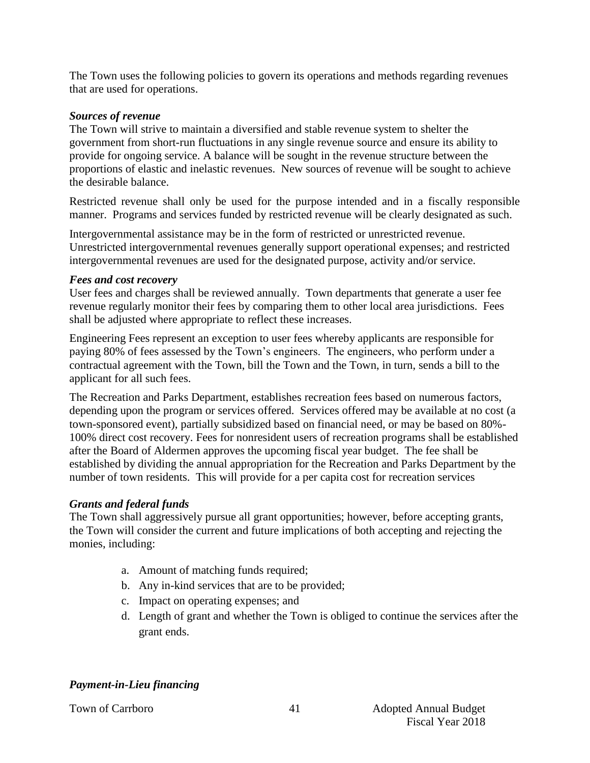The Town uses the following policies to govern its operations and methods regarding revenues that are used for operations.

***Sources of revenue***

The Town will strive to maintain a diversified and stable revenue system to shelter the government from short-run fluctuations in any single revenue source and ensure its ability to provide for ongoing service. A balance will be sought in the revenue structure between the proportions of elastic and inelastic revenues. New sources of revenue will be sought to achieve the desirable balance.

Restricted revenue shall only be used for the purpose intended and in a fiscally responsible manner. Programs and services funded by restricted revenue will be clearly designated as such.

Intergovernmental assistance may be in the form of restricted or unrestricted revenue. Unrestricted intergovernmental revenues generally support operational expenses; and restricted intergovernmental revenues are used for the designated purpose, activity and/or service.

***Fees and cost recovery***

User fees and charges shall be reviewed annually. Town departments that generate a user fee revenue regularly monitor their fees by comparing them to other local area jurisdictions. Fees shall be adjusted where appropriate to reflect these increases.

Engineering Fees represent an exception to user fees whereby applicants are responsible for paying 80% of fees assessed by the Town's engineers. The engineers, who perform under a contractual agreement with the Town, bill the Town and the Town, in turn, sends a bill to the applicant for all such fees.

The Recreation and Parks Department, establishes recreation fees based on numerous factors, depending upon the program or services offered. Services offered may be available at no cost (a town-sponsored event), partially subsidized based on financial need, or may be based on 80%-100% direct cost recovery. Fees for nonresident users of recreation programs shall be established after the Board of Aldermen approves the upcoming fiscal year budget. The fee shall be established by dividing the annual appropriation for the Recreation and Parks Department by the number of town residents. This will provide for a per capita cost for recreation services

***Grants and federal funds***

The Town shall aggressively pursue all grant opportunities; however, before accepting grants, the Town will consider the current and future implications of both accepting and rejecting the monies, including:

a. Amount of matching funds required;
b. Any in-kind services that are to be provided;
c. Impact on operating expenses; and
d. Length of grant and whether the Town is obliged to continue the services after the grant ends.

***Payment-in-Lieu financing***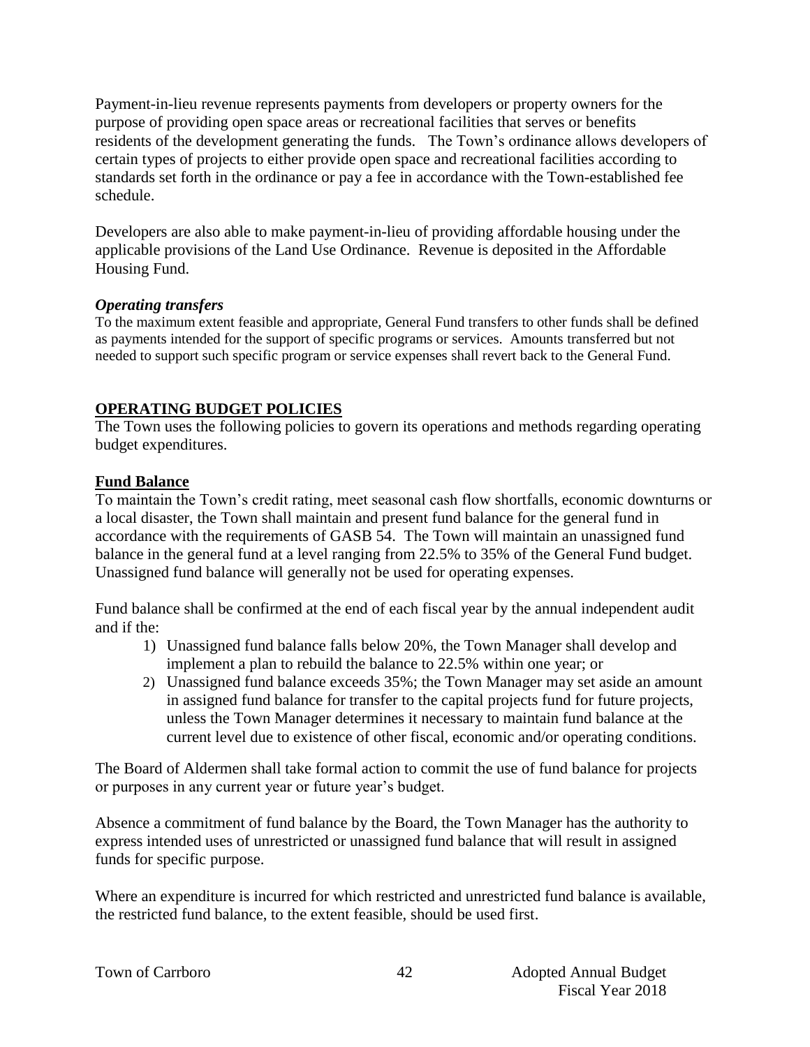Payment-in-lieu revenue represents payments from developers or property owners for the purpose of providing open space areas or recreational facilities that serves or benefits residents of the development generating the funds. The Town's ordinance allows developers of certain types of projects to either provide open space and recreational facilities according to standards set forth in the ordinance or pay a fee in accordance with the Town-established fee schedule.

Developers are also able to make payment-in-lieu of providing affordable housing under the applicable provisions of the Land Use Ordinance. Revenue is deposited in the Affordable Housing Fund.

***Operating transfers***

To the maximum extent feasible and appropriate, General Fund transfers to other funds shall be defined as payments intended for the support of specific programs or services. Amounts transferred but not needed to support such specific program or service expenses shall revert back to the General Fund.

## OPERATING BUDGET POLICIES

The Town uses the following policies to govern its operations and methods regarding operating budget expenditures.

### Fund Balance

To maintain the Town's credit rating, meet seasonal cash flow shortfalls, economic downturns or a local disaster, the Town shall maintain and present fund balance for the general fund in accordance with the requirements of GASB 54. The Town will maintain an unassigned fund balance in the general fund at a level ranging from 22.5% to 35% of the General Fund budget. Unassigned fund balance will generally not be used for operating expenses.

Fund balance shall be confirmed at the end of each fiscal year by the annual independent audit and if the:

1) Unassigned fund balance falls below 20%, the Town Manager shall develop and implement a plan to rebuild the balance to 22.5% within one year; or
2) Unassigned fund balance exceeds 35%; the Town Manager may set aside an amount in assigned fund balance for transfer to the capital projects fund for future projects, unless the Town Manager determines it necessary to maintain fund balance at the current level due to existence of other fiscal, economic and/or operating conditions.

The Board of Aldermen shall take formal action to commit the use of fund balance for projects or purposes in any current year or future year's budget.

Absence a commitment of fund balance by the Board, the Town Manager has the authority to express intended uses of unrestricted or unassigned fund balance that will result in assigned funds for specific purpose.

Where an expenditure is incurred for which restricted and unrestricted fund balance is available, the restricted fund balance, to the extent feasible, should be used first.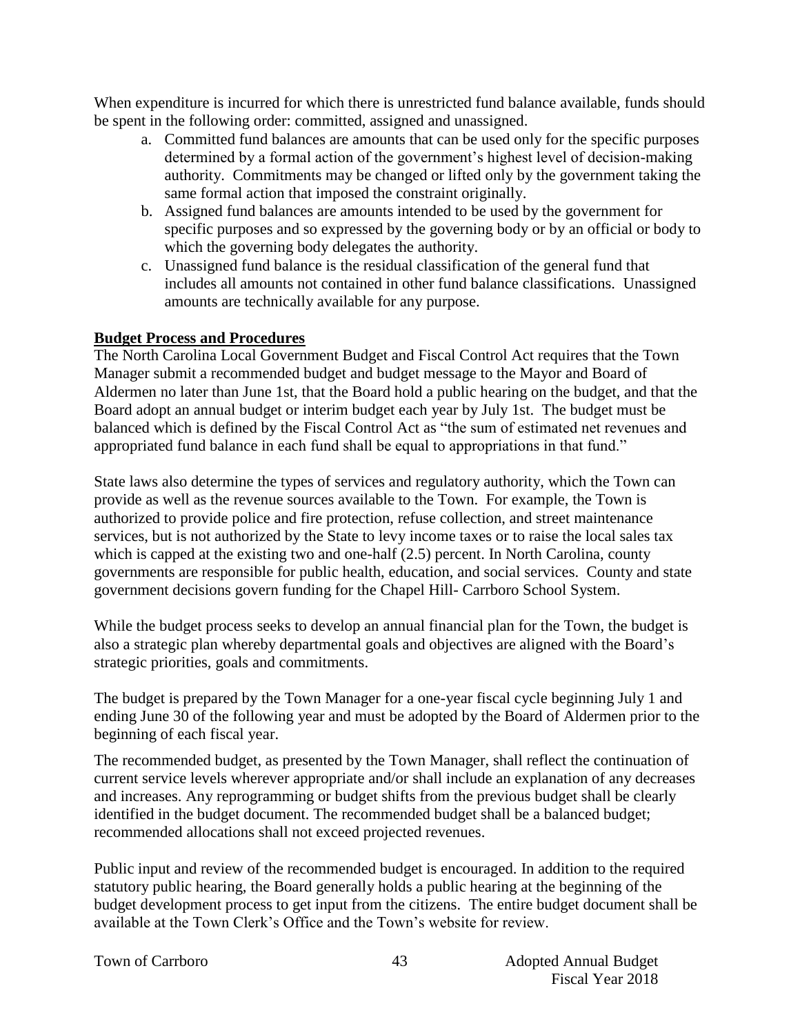When expenditure is incurred for which there is unrestricted fund balance available, funds should be spent in the following order: committed, assigned and unassigned.

a. Committed fund balances are amounts that can be used only for the specific purposes determined by a formal action of the government's highest level of decision-making authority. Commitments may be changed or lifted only by the government taking the same formal action that imposed the constraint originally.
b. Assigned fund balances are amounts intended to be used by the government for specific purposes and so expressed by the governing body or by an official or body to which the governing body delegates the authority.
c. Unassigned fund balance is the residual classification of the general fund that includes all amounts not contained in other fund balance classifications. Unassigned amounts are technically available for any purpose.

## Budget Process and Procedures

The North Carolina Local Government Budget and Fiscal Control Act requires that the Town Manager submit a recommended budget and budget message to the Mayor and Board of Aldermen no later than June 1st, that the Board hold a public hearing on the budget, and that the Board adopt an annual budget or interim budget each year by July 1st. The budget must be balanced which is defined by the Fiscal Control Act as "the sum of estimated net revenues and appropriated fund balance in each fund shall be equal to appropriations in that fund."

State laws also determine the types of services and regulatory authority, which the Town can provide as well as the revenue sources available to the Town. For example, the Town is authorized to provide police and fire protection, refuse collection, and street maintenance services, but is not authorized by the State to levy income taxes or to raise the local sales tax which is capped at the existing two and one-half (2.5) percent. In North Carolina, county governments are responsible for public health, education, and social services. County and state government decisions govern funding for the Chapel Hill- Carrboro School System.

While the budget process seeks to develop an annual financial plan for the Town, the budget is also a strategic plan whereby departmental goals and objectives are aligned with the Board's strategic priorities, goals and commitments.

The budget is prepared by the Town Manager for a one-year fiscal cycle beginning July 1 and ending June 30 of the following year and must be adopted by the Board of Aldermen prior to the beginning of each fiscal year.

The recommended budget, as presented by the Town Manager, shall reflect the continuation of current service levels wherever appropriate and/or shall include an explanation of any decreases and increases. Any reprogramming or budget shifts from the previous budget shall be clearly identified in the budget document. The recommended budget shall be a balanced budget; recommended allocations shall not exceed projected revenues.

Public input and review of the recommended budget is encouraged. In addition to the required statutory public hearing, the Board generally holds a public hearing at the beginning of the budget development process to get input from the citizens. The entire budget document shall be available at the Town Clerk's Office and the Town's website for review.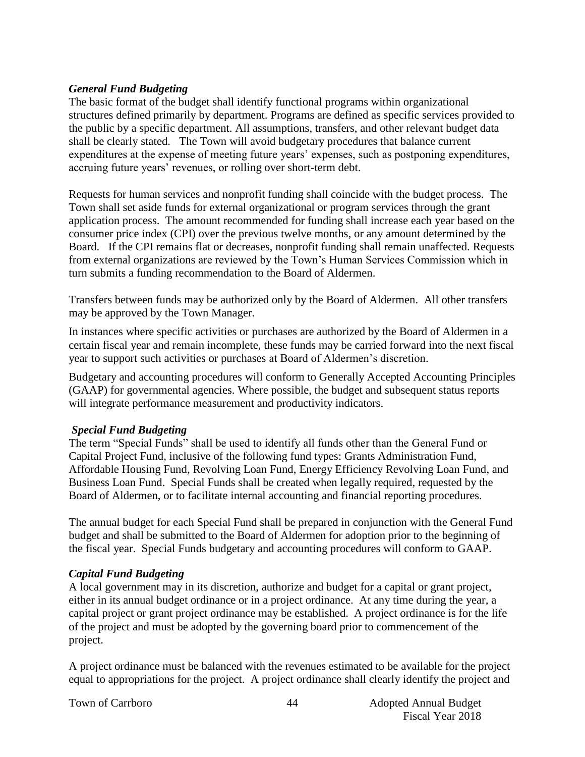### *General Fund Budgeting*

The basic format of the budget shall identify functional programs within organizational structures defined primarily by department. Programs are defined as specific services provided to the public by a specific department. All assumptions, transfers, and other relevant budget data shall be clearly stated. The Town will avoid budgetary procedures that balance current expenditures at the expense of meeting future years' expenses, such as postponing expenditures, accruing future years' revenues, or rolling over short-term debt.

Requests for human services and nonprofit funding shall coincide with the budget process. The Town shall set aside funds for external organizational or program services through the grant application process. The amount recommended for funding shall increase each year based on the consumer price index (CPI) over the previous twelve months, or any amount determined by the Board. If the CPI remains flat or decreases, nonprofit funding shall remain unaffected. Requests from external organizations are reviewed by the Town's Human Services Commission which in turn submits a funding recommendation to the Board of Aldermen.

Transfers between funds may be authorized only by the Board of Aldermen. All other transfers may be approved by the Town Manager.

In instances where specific activities or purchases are authorized by the Board of Aldermen in a certain fiscal year and remain incomplete, these funds may be carried forward into the next fiscal year to support such activities or purchases at Board of Aldermen's discretion.

Budgetary and accounting procedures will conform to Generally Accepted Accounting Principles (GAAP) for governmental agencies. Where possible, the budget and subsequent status reports will integrate performance measurement and productivity indicators.

### *Special Fund Budgeting*

The term "Special Funds" shall be used to identify all funds other than the General Fund or Capital Project Fund, inclusive of the following fund types: Grants Administration Fund, Affordable Housing Fund, Revolving Loan Fund, Energy Efficiency Revolving Loan Fund, and Business Loan Fund. Special Funds shall be created when legally required, requested by the Board of Aldermen, or to facilitate internal accounting and financial reporting procedures.

The annual budget for each Special Fund shall be prepared in conjunction with the General Fund budget and shall be submitted to the Board of Aldermen for adoption prior to the beginning of the fiscal year. Special Funds budgetary and accounting procedures will conform to GAAP.

### *Capital Fund Budgeting*

A local government may in its discretion, authorize and budget for a capital or grant project, either in its annual budget ordinance or in a project ordinance. At any time during the year, a capital project or grant project ordinance may be established. A project ordinance is for the life of the project and must be adopted by the governing board prior to commencement of the project.

A project ordinance must be balanced with the revenues estimated to be available for the project equal to appropriations for the project. A project ordinance shall clearly identify the project and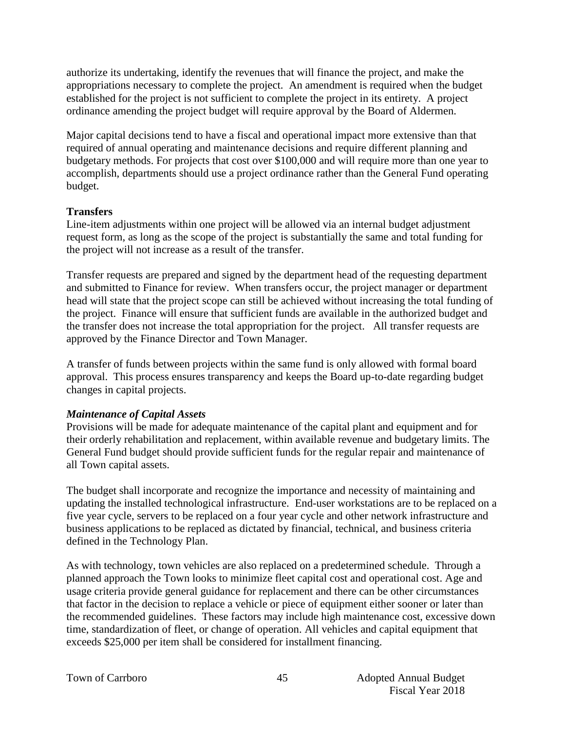authorize its undertaking, identify the revenues that will finance the project, and make the appropriations necessary to complete the project. An amendment is required when the budget established for the project is not sufficient to complete the project in its entirety. A project ordinance amending the project budget will require approval by the Board of Aldermen.

Major capital decisions tend to have a fiscal and operational impact more extensive than that required of annual operating and maintenance decisions and require different planning and budgetary methods. For projects that cost over $100,000 and will require more than one year to accomplish, departments should use a project ordinance rather than the General Fund operating budget.

**Transfers**

Line-item adjustments within one project will be allowed via an internal budget adjustment request form, as long as the scope of the project is substantially the same and total funding for the project will not increase as a result of the transfer.

Transfer requests are prepared and signed by the department head of the requesting department and submitted to Finance for review. When transfers occur, the project manager or department head will state that the project scope can still be achieved without increasing the total funding of the project. Finance will ensure that sufficient funds are available in the authorized budget and the transfer does not increase the total appropriation for the project. All transfer requests are approved by the Finance Director and Town Manager.

A transfer of funds between projects within the same fund is only allowed with formal board approval. This process ensures transparency and keeps the Board up-to-date regarding budget changes in capital projects.

***Maintenance of Capital Assets***

Provisions will be made for adequate maintenance of the capital plant and equipment and for their orderly rehabilitation and replacement, within available revenue and budgetary limits. The General Fund budget should provide sufficient funds for the regular repair and maintenance of all Town capital assets.

The budget shall incorporate and recognize the importance and necessity of maintaining and updating the installed technological infrastructure. End-user workstations are to be replaced on a five year cycle, servers to be replaced on a four year cycle and other network infrastructure and business applications to be replaced as dictated by financial, technical, and business criteria defined in the Technology Plan.

As with technology, town vehicles are also replaced on a predetermined schedule. Through a planned approach the Town looks to minimize fleet capital cost and operational cost. Age and usage criteria provide general guidance for replacement and there can be other circumstances that factor in the decision to replace a vehicle or piece of equipment either sooner or later than the recommended guidelines. These factors may include high maintenance cost, excessive down time, standardization of fleet, or change of operation. All vehicles and capital equipment that exceeds $25,000 per item shall be considered for installment financing.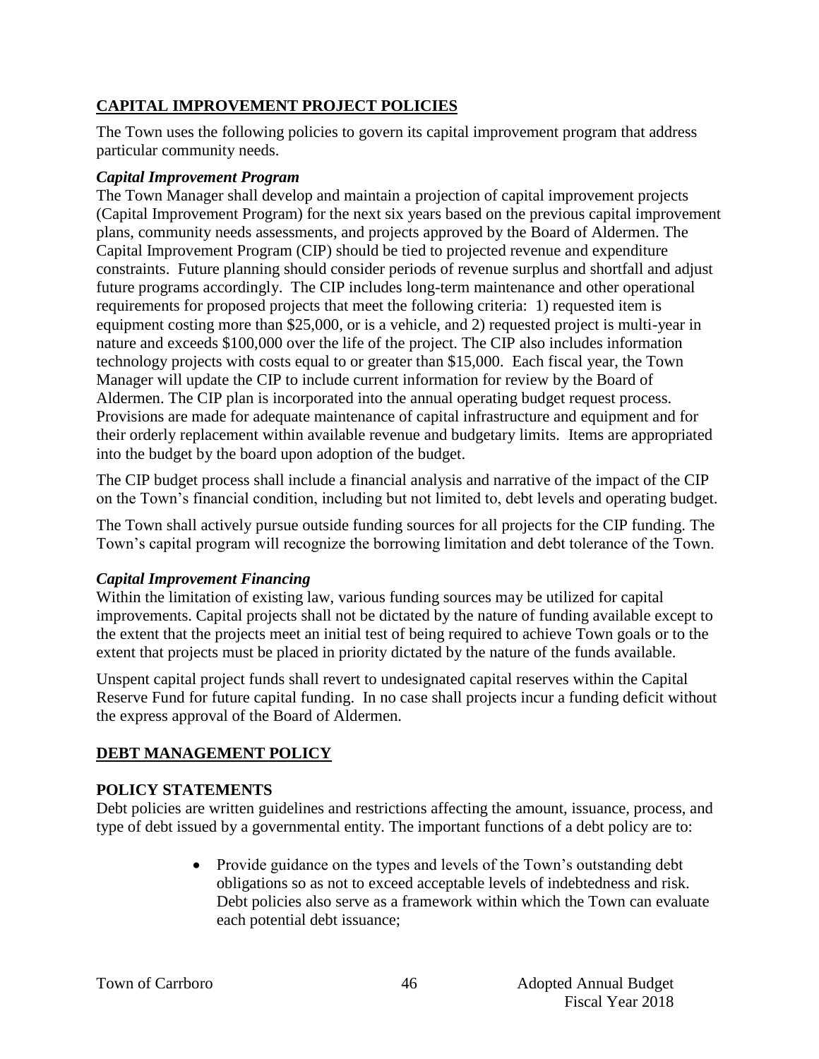## CAPITAL IMPROVEMENT PROJECT POLICIES

The Town uses the following policies to govern its capital improvement program that address particular community needs.

### *Capital Improvement Program*

The Town Manager shall develop and maintain a projection of capital improvement projects (Capital Improvement Program) for the next six years based on the previous capital improvement plans, community needs assessments, and projects approved by the Board of Aldermen. The Capital Improvement Program (CIP) should be tied to projected revenue and expenditure constraints. Future planning should consider periods of revenue surplus and shortfall and adjust future programs accordingly. The CIP includes long-term maintenance and other operational requirements for proposed projects that meet the following criteria: 1) requested item is equipment costing more than $25,000, or is a vehicle, and 2) requested project is multi-year in nature and exceeds $100,000 over the life of the project. The CIP also includes information technology projects with costs equal to or greater than $15,000. Each fiscal year, the Town Manager will update the CIP to include current information for review by the Board of Aldermen. The CIP plan is incorporated into the annual operating budget request process. Provisions are made for adequate maintenance of capital infrastructure and equipment and for their orderly replacement within available revenue and budgetary limits. Items are appropriated into the budget by the board upon adoption of the budget.

The CIP budget process shall include a financial analysis and narrative of the impact of the CIP on the Town's financial condition, including but not limited to, debt levels and operating budget.

The Town shall actively pursue outside funding sources for all projects for the CIP funding. The Town's capital program will recognize the borrowing limitation and debt tolerance of the Town.

### *Capital Improvement Financing*

Within the limitation of existing law, various funding sources may be utilized for capital improvements. Capital projects shall not be dictated by the nature of funding available except to the extent that the projects meet an initial test of being required to achieve Town goals or to the extent that projects must be placed in priority dictated by the nature of the funds available.

Unspent capital project funds shall revert to undesignated capital reserves within the Capital Reserve Fund for future capital funding. In no case shall projects incur a funding deficit without the express approval of the Board of Aldermen.

## DEBT MANAGEMENT POLICY

### POLICY STATEMENTS

Debt policies are written guidelines and restrictions affecting the amount, issuance, process, and type of debt issued by a governmental entity. The important functions of a debt policy are to:

- Provide guidance on the types and levels of the Town's outstanding debt obligations so as not to exceed acceptable levels of indebtedness and risk. Debt policies also serve as a framework within which the Town can evaluate each potential debt issuance;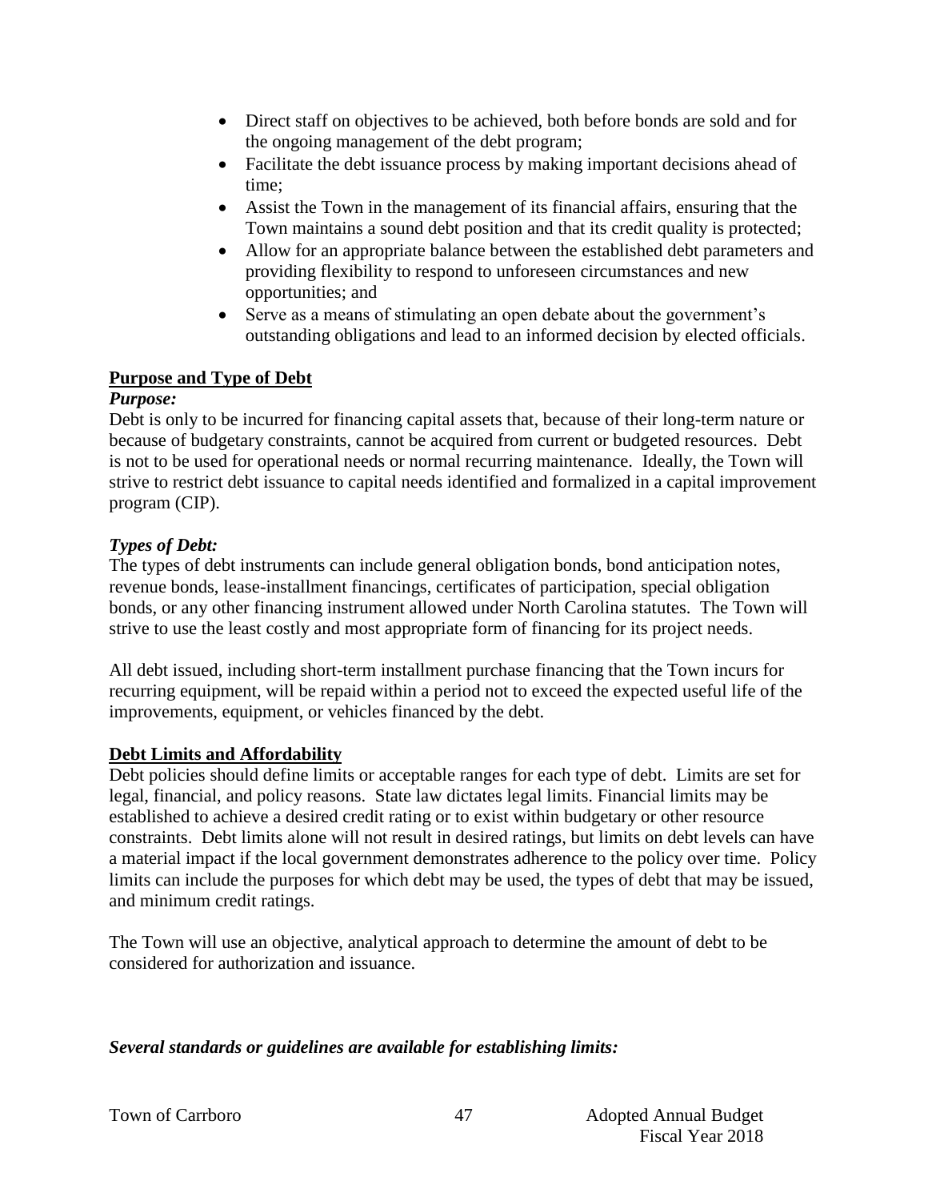- Direct staff on objectives to be achieved, both before bonds are sold and for the ongoing management of the debt program;
- Facilitate the debt issuance process by making important decisions ahead of time;
- Assist the Town in the management of its financial affairs, ensuring that the Town maintains a sound debt position and that its credit quality is protected;
- Allow for an appropriate balance between the established debt parameters and providing flexibility to respond to unforeseen circumstances and new opportunities; and
- Serve as a means of stimulating an open debate about the government's outstanding obligations and lead to an informed decision by elected officials.

**Purpose and Type of Debt**

***Purpose:***

Debt is only to be incurred for financing capital assets that, because of their long-term nature or because of budgetary constraints, cannot be acquired from current or budgeted resources. Debt is not to be used for operational needs or normal recurring maintenance. Ideally, the Town will strive to restrict debt issuance to capital needs identified and formalized in a capital improvement program (CIP).

***Types of Debt:***

The types of debt instruments can include general obligation bonds, bond anticipation notes, revenue bonds, lease-installment financings, certificates of participation, special obligation bonds, or any other financing instrument allowed under North Carolina statutes. The Town will strive to use the least costly and most appropriate form of financing for its project needs.

All debt issued, including short-term installment purchase financing that the Town incurs for recurring equipment, will be repaid within a period not to exceed the expected useful life of the improvements, equipment, or vehicles financed by the debt.

**Debt Limits and Affordability**

Debt policies should define limits or acceptable ranges for each type of debt. Limits are set for legal, financial, and policy reasons. State law dictates legal limits. Financial limits may be established to achieve a desired credit rating or to exist within budgetary or other resource constraints. Debt limits alone will not result in desired ratings, but limits on debt levels can have a material impact if the local government demonstrates adherence to the policy over time. Policy limits can include the purposes for which debt may be used, the types of debt that may be issued, and minimum credit ratings.

The Town will use an objective, analytical approach to determine the amount of debt to be considered for authorization and issuance.

***Several standards or guidelines are available for establishing limits:***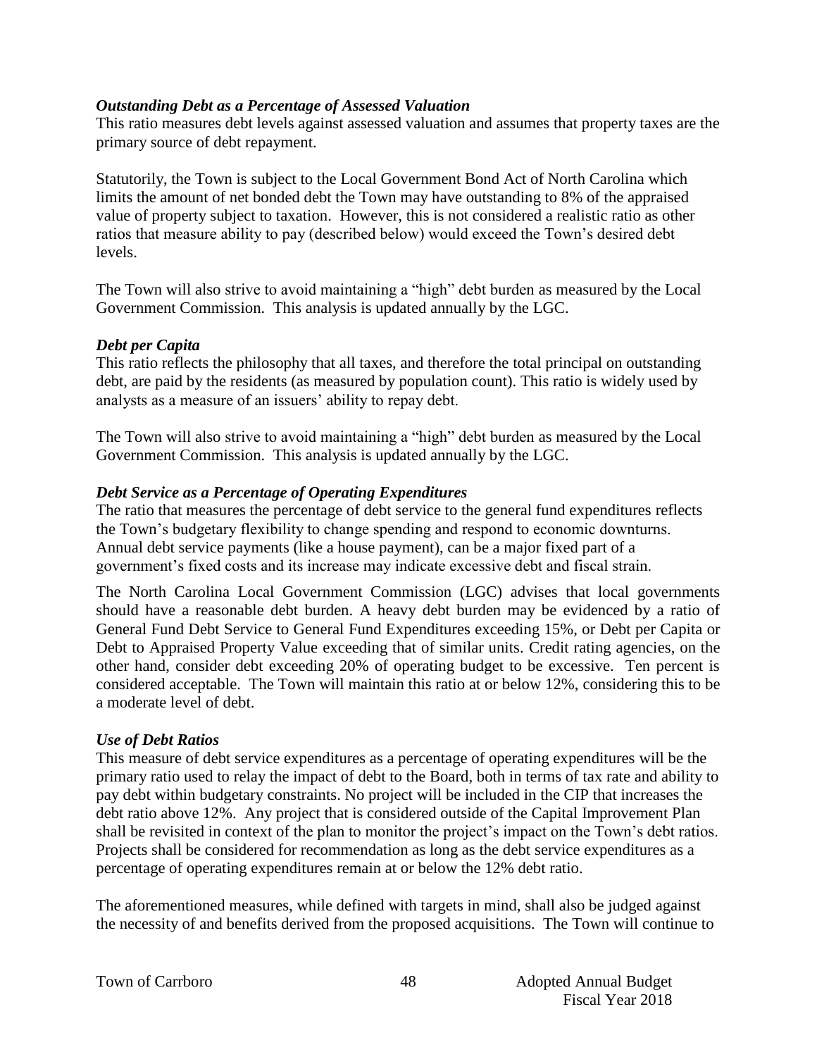### *Outstanding Debt as a Percentage of Assessed Valuation*

This ratio measures debt levels against assessed valuation and assumes that property taxes are the primary source of debt repayment.

Statutorily, the Town is subject to the Local Government Bond Act of North Carolina which limits the amount of net bonded debt the Town may have outstanding to 8% of the appraised value of property subject to taxation. However, this is not considered a realistic ratio as other ratios that measure ability to pay (described below) would exceed the Town's desired debt levels.

The Town will also strive to avoid maintaining a "high" debt burden as measured by the Local Government Commission. This analysis is updated annually by the LGC.

### *Debt per Capita*

This ratio reflects the philosophy that all taxes, and therefore the total principal on outstanding debt, are paid by the residents (as measured by population count). This ratio is widely used by analysts as a measure of an issuers' ability to repay debt.

The Town will also strive to avoid maintaining a "high" debt burden as measured by the Local Government Commission. This analysis is updated annually by the LGC.

### *Debt Service as a Percentage of Operating Expenditures*

The ratio that measures the percentage of debt service to the general fund expenditures reflects the Town's budgetary flexibility to change spending and respond to economic downturns. Annual debt service payments (like a house payment), can be a major fixed part of a government's fixed costs and its increase may indicate excessive debt and fiscal strain.

The North Carolina Local Government Commission (LGC) advises that local governments should have a reasonable debt burden. A heavy debt burden may be evidenced by a ratio of General Fund Debt Service to General Fund Expenditures exceeding 15%, or Debt per Capita or Debt to Appraised Property Value exceeding that of similar units. Credit rating agencies, on the other hand, consider debt exceeding 20% of operating budget to be excessive. Ten percent is considered acceptable. The Town will maintain this ratio at or below 12%, considering this to be a moderate level of debt.

### *Use of Debt Ratios*

This measure of debt service expenditures as a percentage of operating expenditures will be the primary ratio used to relay the impact of debt to the Board, both in terms of tax rate and ability to pay debt within budgetary constraints. No project will be included in the CIP that increases the debt ratio above 12%. Any project that is considered outside of the Capital Improvement Plan shall be revisited in context of the plan to monitor the project's impact on the Town's debt ratios. Projects shall be considered for recommendation as long as the debt service expenditures as a percentage of operating expenditures remain at or below the 12% debt ratio.

The aforementioned measures, while defined with targets in mind, shall also be judged against the necessity of and benefits derived from the proposed acquisitions. The Town will continue to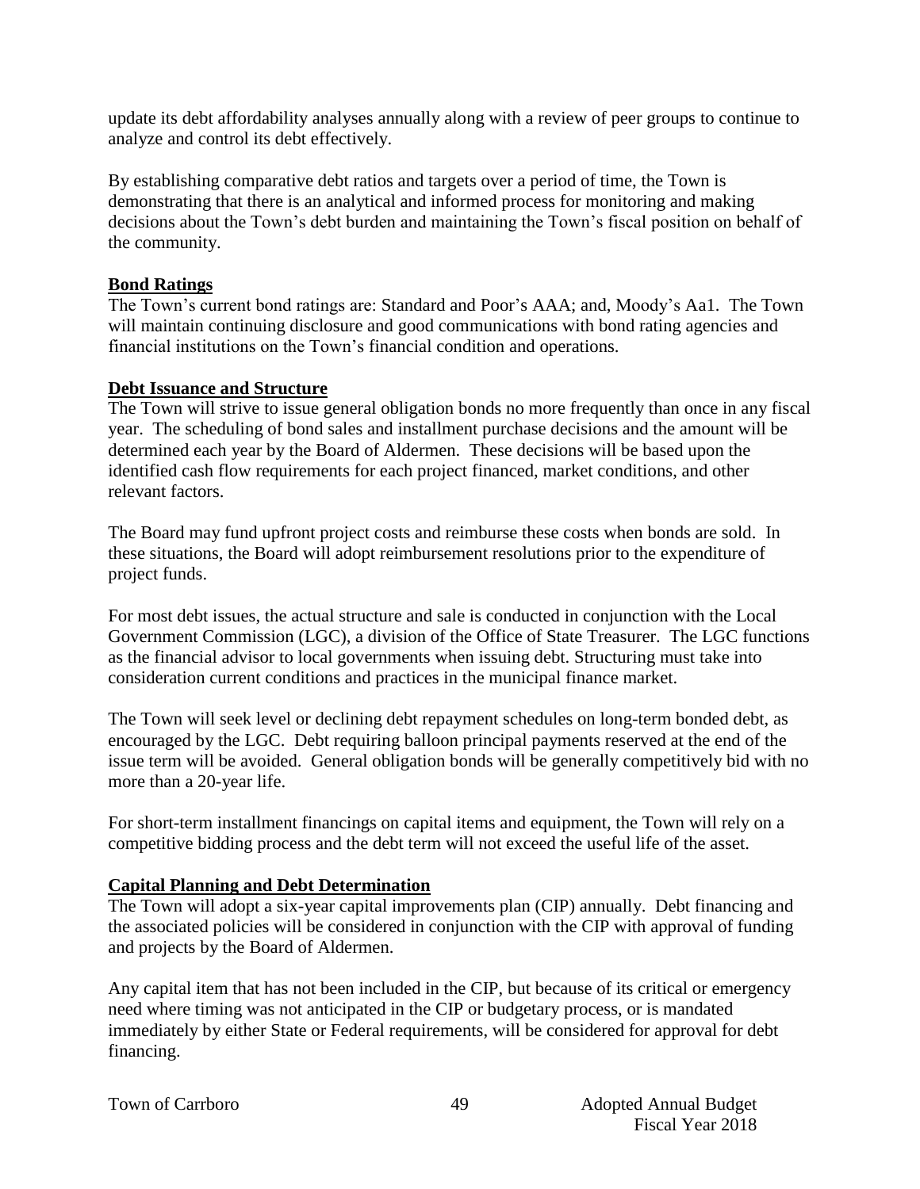update its debt affordability analyses annually along with a review of peer groups to continue to analyze and control its debt effectively.

By establishing comparative debt ratios and targets over a period of time, the Town is demonstrating that there is an analytical and informed process for monitoring and making decisions about the Town's debt burden and maintaining the Town's fiscal position on behalf of the community.

**Bond Ratings**

The Town's current bond ratings are: Standard and Poor's AAA; and, Moody's Aa1. The Town will maintain continuing disclosure and good communications with bond rating agencies and financial institutions on the Town's financial condition and operations.

**Debt Issuance and Structure**

The Town will strive to issue general obligation bonds no more frequently than once in any fiscal year. The scheduling of bond sales and installment purchase decisions and the amount will be determined each year by the Board of Aldermen. These decisions will be based upon the identified cash flow requirements for each project financed, market conditions, and other relevant factors.

The Board may fund upfront project costs and reimburse these costs when bonds are sold. In these situations, the Board will adopt reimbursement resolutions prior to the expenditure of project funds.

For most debt issues, the actual structure and sale is conducted in conjunction with the Local Government Commission (LGC), a division of the Office of State Treasurer. The LGC functions as the financial advisor to local governments when issuing debt. Structuring must take into consideration current conditions and practices in the municipal finance market.

The Town will seek level or declining debt repayment schedules on long-term bonded debt, as encouraged by the LGC. Debt requiring balloon principal payments reserved at the end of the issue term will be avoided. General obligation bonds will be generally competitively bid with no more than a 20-year life.

For short-term installment financings on capital items and equipment, the Town will rely on a competitive bidding process and the debt term will not exceed the useful life of the asset.

**Capital Planning and Debt Determination**

The Town will adopt a six-year capital improvements plan (CIP) annually. Debt financing and the associated policies will be considered in conjunction with the CIP with approval of funding and projects by the Board of Aldermen.

Any capital item that has not been included in the CIP, but because of its critical or emergency need where timing was not anticipated in the CIP or budgetary process, or is mandated immediately by either State or Federal requirements, will be considered for approval for debt financing.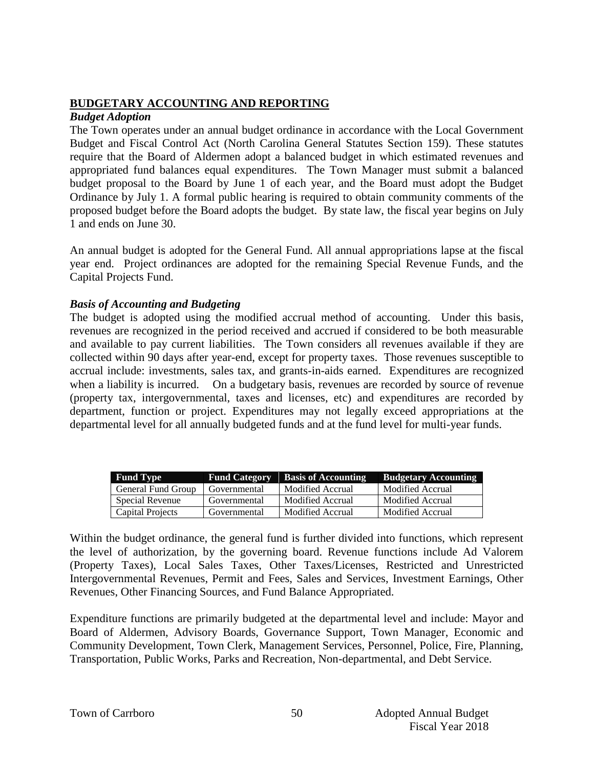## BUDGETARY ACCOUNTING AND REPORTING

### *Budget Adoption*

The Town operates under an annual budget ordinance in accordance with the Local Government Budget and Fiscal Control Act (North Carolina General Statutes Section 159). These statutes require that the Board of Aldermen adopt a balanced budget in which estimated revenues and appropriated fund balances equal expenditures. The Town Manager must submit a balanced budget proposal to the Board by June 1 of each year, and the Board must adopt the Budget Ordinance by July 1. A formal public hearing is required to obtain community comments of the proposed budget before the Board adopts the budget. By state law, the fiscal year begins on July 1 and ends on June 30.

An annual budget is adopted for the General Fund. All annual appropriations lapse at the fiscal year end. Project ordinances are adopted for the remaining Special Revenue Funds, and the Capital Projects Fund.

### *Basis of Accounting and Budgeting*

The budget is adopted using the modified accrual method of accounting. Under this basis, revenues are recognized in the period received and accrued if considered to be both measurable and available to pay current liabilities. The Town considers all revenues available if they are collected within 90 days after year-end, except for property taxes. Those revenues susceptible to accrual include: investments, sales tax, and grants-in-aids earned. Expenditures are recognized when a liability is incurred. On a budgetary basis, revenues are recorded by source of revenue (property tax, intergovernmental, taxes and licenses, etc) and expenditures are recorded by department, function or project. Expenditures may not legally exceed appropriations at the departmental level for all annually budgeted funds and at the fund level for multi-year funds.

| Fund Type | Fund Category | Basis of Accounting | Budgetary Accounting |
|---|---|---|---|
| General Fund Group | Governmental | Modified Accrual | Modified Accrual |
| Special Revenue | Governmental | Modified Accrual | Modified Accrual |
| Capital Projects | Governmental | Modified Accrual | Modified Accrual |

Within the budget ordinance, the general fund is further divided into functions, which represent the level of authorization, by the governing board. Revenue functions include Ad Valorem (Property Taxes), Local Sales Taxes, Other Taxes/Licenses, Restricted and Unrestricted Intergovernmental Revenues, Permit and Fees, Sales and Services, Investment Earnings, Other Revenues, Other Financing Sources, and Fund Balance Appropriated.

Expenditure functions are primarily budgeted at the departmental level and include: Mayor and Board of Aldermen, Advisory Boards, Governance Support, Town Manager, Economic and Community Development, Town Clerk, Management Services, Personnel, Police, Fire, Planning, Transportation, Public Works, Parks and Recreation, Non-departmental, and Debt Service.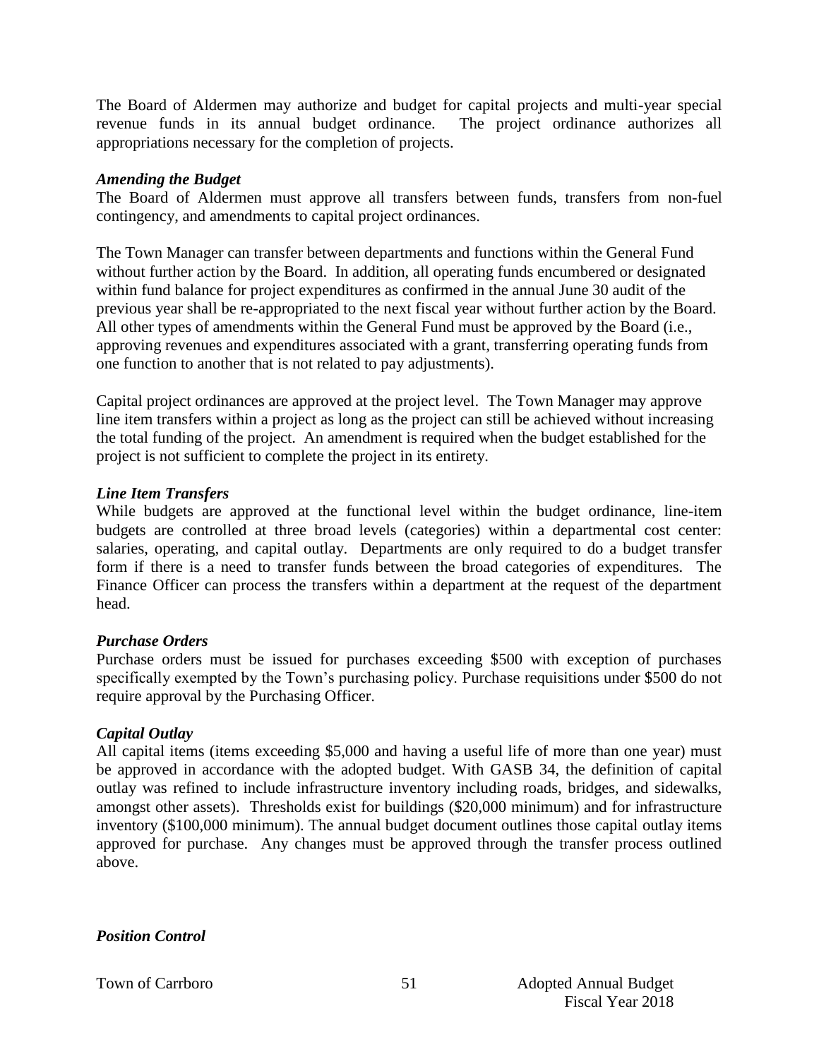The Board of Aldermen may authorize and budget for capital projects and multi-year special revenue funds in its annual budget ordinance. The project ordinance authorizes all appropriations necessary for the completion of projects.

### *Amending the Budget*

The Board of Aldermen must approve all transfers between funds, transfers from non-fuel contingency, and amendments to capital project ordinances.

The Town Manager can transfer between departments and functions within the General Fund without further action by the Board. In addition, all operating funds encumbered or designated within fund balance for project expenditures as confirmed in the annual June 30 audit of the previous year shall be re-appropriated to the next fiscal year without further action by the Board. All other types of amendments within the General Fund must be approved by the Board (i.e., approving revenues and expenditures associated with a grant, transferring operating funds from one function to another that is not related to pay adjustments).

Capital project ordinances are approved at the project level. The Town Manager may approve line item transfers within a project as long as the project can still be achieved without increasing the total funding of the project. An amendment is required when the budget established for the project is not sufficient to complete the project in its entirety.

### *Line Item Transfers*

While budgets are approved at the functional level within the budget ordinance, line-item budgets are controlled at three broad levels (categories) within a departmental cost center: salaries, operating, and capital outlay. Departments are only required to do a budget transfer form if there is a need to transfer funds between the broad categories of expenditures. The Finance Officer can process the transfers within a department at the request of the department head.

### *Purchase Orders*

Purchase orders must be issued for purchases exceeding $500 with exception of purchases specifically exempted by the Town's purchasing policy. Purchase requisitions under $500 do not require approval by the Purchasing Officer.

### *Capital Outlay*

All capital items (items exceeding $5,000 and having a useful life of more than one year) must be approved in accordance with the adopted budget. With GASB 34, the definition of capital outlay was refined to include infrastructure inventory including roads, bridges, and sidewalks, amongst other assets). Thresholds exist for buildings ($20,000 minimum) and for infrastructure inventory ($100,000 minimum). The annual budget document outlines those capital outlay items approved for purchase. Any changes must be approved through the transfer process outlined above.

### *Position Control*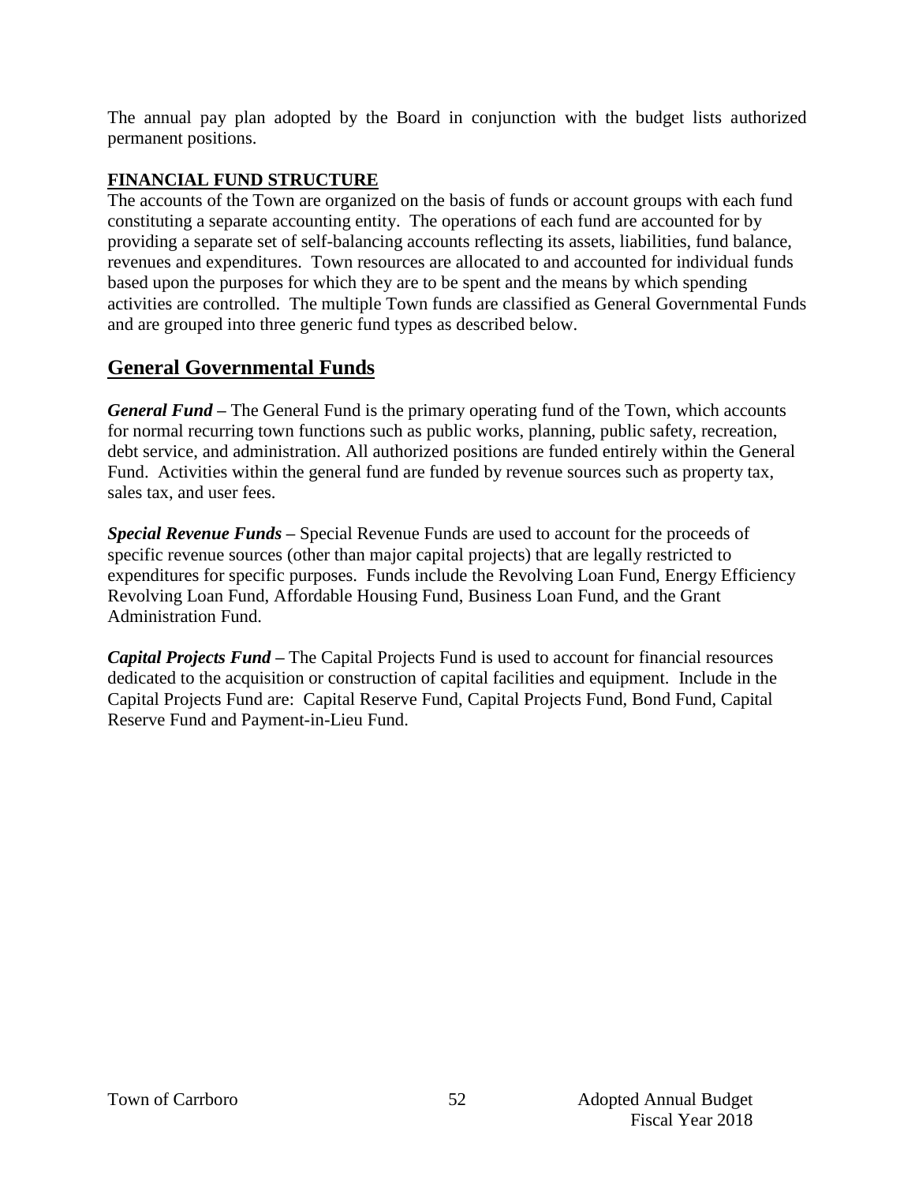The annual pay plan adopted by the Board in conjunction with the budget lists authorized permanent positions.

**FINANCIAL FUND STRUCTURE**

The accounts of the Town are organized on the basis of funds or account groups with each fund constituting a separate accounting entity. The operations of each fund are accounted for by providing a separate set of self-balancing accounts reflecting its assets, liabilities, fund balance, revenues and expenditures. Town resources are allocated to and accounted for individual funds based upon the purposes for which they are to be spent and the means by which spending activities are controlled. The multiple Town funds are classified as General Governmental Funds and are grouped into three generic fund types as described below.

## General Governmental Funds

***General Fund*** **–** The General Fund is the primary operating fund of the Town, which accounts for normal recurring town functions such as public works, planning, public safety, recreation, debt service, and administration. All authorized positions are funded entirely within the General Fund. Activities within the general fund are funded by revenue sources such as property tax, sales tax, and user fees.

***Special Revenue Funds*** **–** Special Revenue Funds are used to account for the proceeds of specific revenue sources (other than major capital projects) that are legally restricted to expenditures for specific purposes. Funds include the Revolving Loan Fund, Energy Efficiency Revolving Loan Fund, Affordable Housing Fund, Business Loan Fund, and the Grant Administration Fund.

***Capital Projects Fund*** **–** The Capital Projects Fund is used to account for financial resources dedicated to the acquisition or construction of capital facilities and equipment. Include in the Capital Projects Fund are: Capital Reserve Fund, Capital Projects Fund, Bond Fund, Capital Reserve Fund and Payment-in-Lieu Fund.